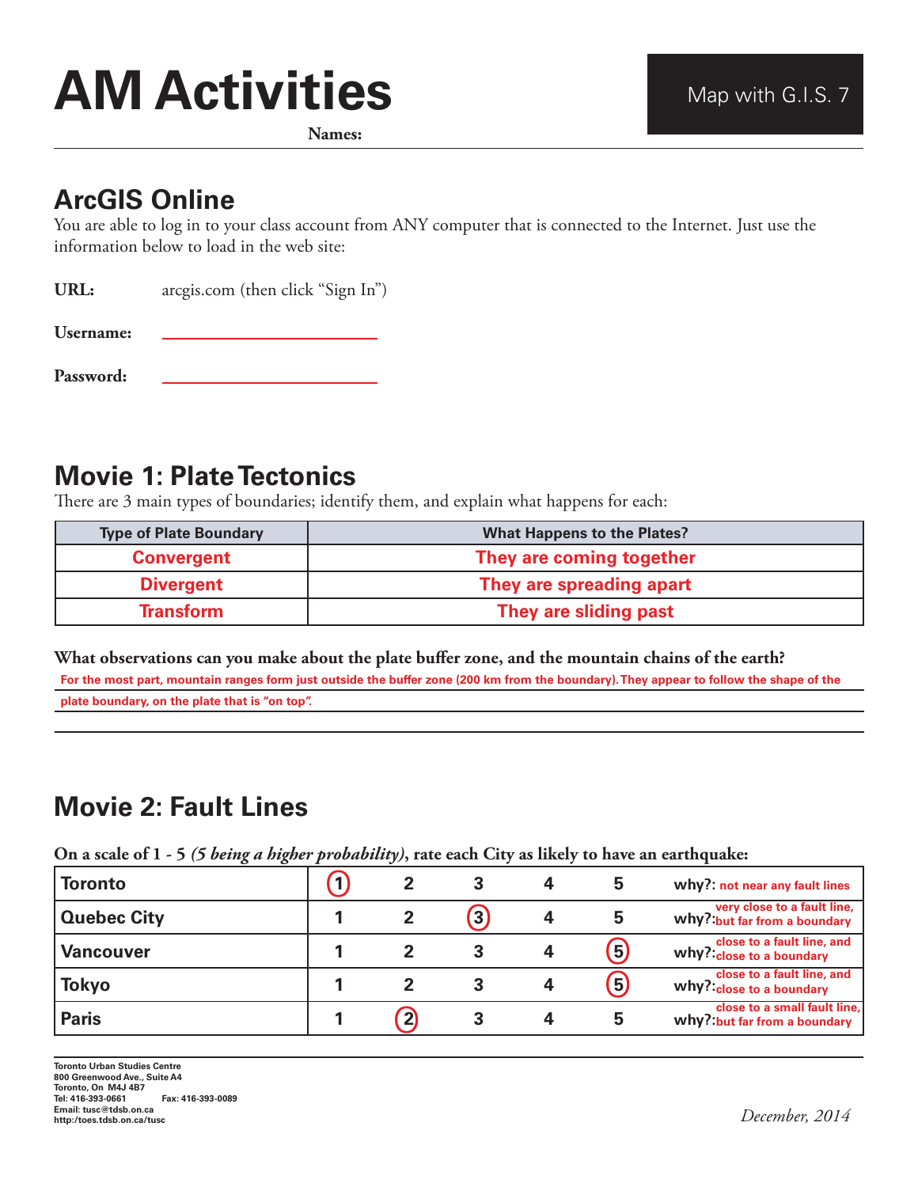# AM Activities

Map with G.I.S. 7

**Names:**

## ArcGIS Online

You are able to log in to your class account from ANY computer that is connected to the Internet. Just use the information below to load in the web site:

**URL:** arcgis.com (then click "Sign In")

**Username:** ____________________

**Password:** ____________________

## Movie 1: Plate Tectonics

There are 3 main types of boundaries; identify them, and explain what happens for each:

| Type of Plate Boundary | What Happens to the Plates? |
|---|---|
| Convergent | They are coming together |
| Divergent | They are spreading apart |
| Transform | They are sliding past |

**What observations can you make about the plate buffer zone, and the mountain chains of the earth?**

For the most part, mountain ranges form just outside the buffer zone (200 km from the boundary). They appear to follow the shape of the plate boundary, on the plate that is "on top".

## Movie 2: Fault Lines

**On a scale of 1 - 5 *(5 being a higher probability)*, rate each City as likely to have an earthquake:**

| City | 1 | 2 | 3 | 4 | 5 | why? |
|---|---|---|---|---|---|---|
| Toronto | (1) | 2 | 3 | 4 | 5 | not near any fault lines |
| Quebec City | 1 | 2 | (3) | 4 | 5 | very close to a fault line, but far from a boundary |
| Vancouver | 1 | 2 | 3 | 4 | (5) | close to a fault line, and close to a boundary |
| Tokyo | 1 | 2 | 3 | 4 | (5) | close to a fault line, and close to a boundary |
| Paris | 1 | (2) | 3 | 4 | 5 | close to a small fault line, but far from a boundary |

Toronto Urban Studies Centre
800 Greenwood Ave., Suite A4
Toronto, On M4J 4B7
Tel: 416-393-0661 Fax: 416-393-0089
Email: tusc@tdsb.on.ca
http:/toes.tdsb.on.ca/tusc

*December, 2014*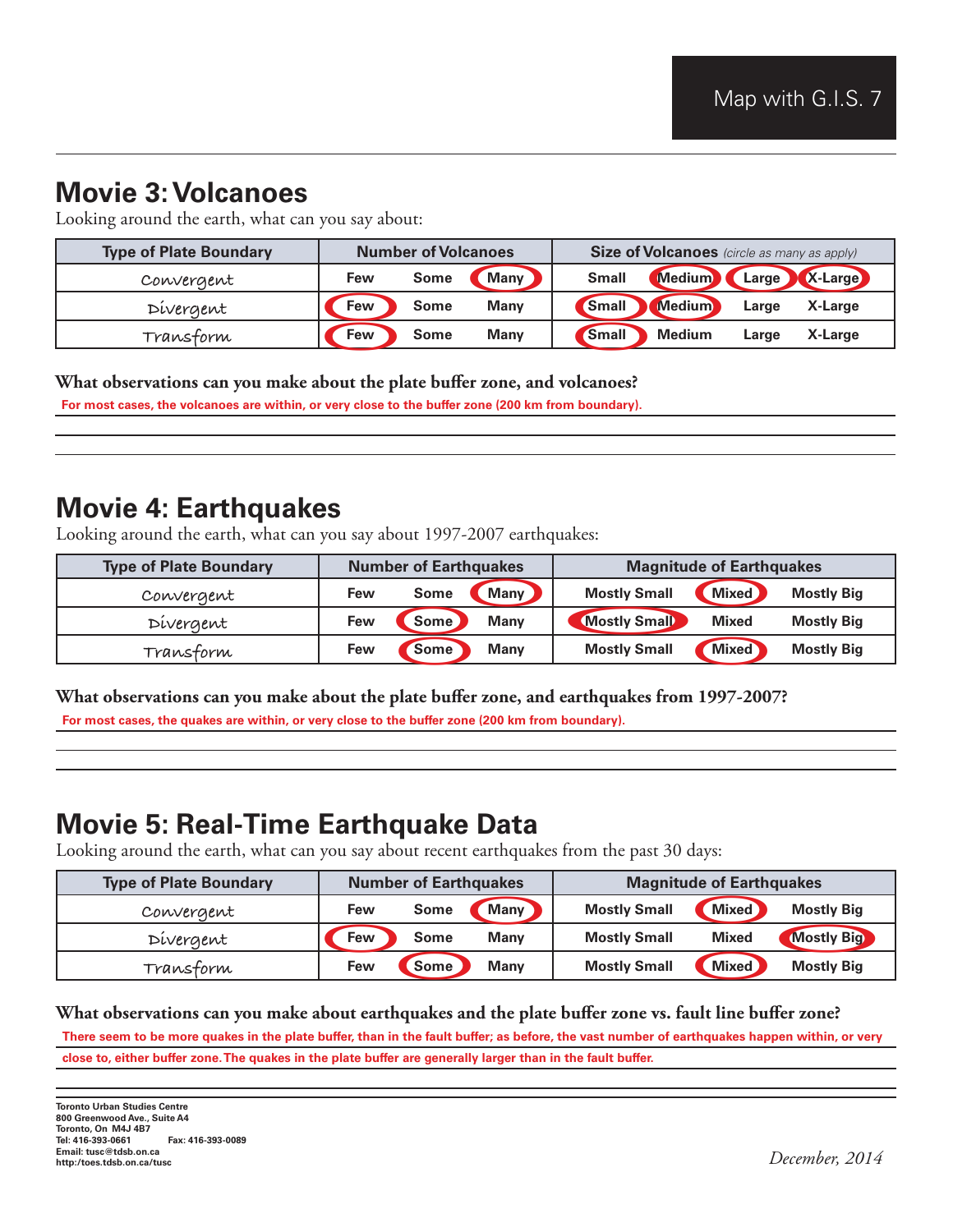# Movie 3: Volcanoes

Looking around the earth, what can you say about:

| Type of Plate Boundary | Number of Volcanoes | | | Size of Volcanoes *(circle as many as apply)* | | | |
|---|---|---|---|---|---|---|---|
| Convergent | Few | Some | **(Many)** | Small | **(Medium)** | **(Large)** | **(X-Large)** |
| Divergent | **(Few)** | Some | Many | **(Small)** | **(Medium)** | Large | X-Large |
| Transform | **(Few)** | Some | Many | **(Small)** | Medium | Large | X-Large |

**What observations can you make about the plate buffer zone, and volcanoes?**

For most cases, the volcanoes are within, or very close to the buffer zone (200 km from boundary).

# Movie 4: Earthquakes

Looking around the earth, what can you say about 1997-2007 earthquakes:

| Type of Plate Boundary | Number of Earthquakes | | | Magnitude of Earthquakes | | |
|---|---|---|---|---|---|---|
| Convergent | Few | Some | **(Many)** | Mostly Small | **(Mixed)** | Mostly Big |
| Divergent | Few | **(Some)** | Many | **(Mostly Small)** | Mixed | Mostly Big |
| Transform | Few | **(Some)** | Many | Mostly Small | **(Mixed)** | Mostly Big |

**What observations can you make about the plate buffer zone, and earthquakes from 1997-2007?**

For most cases, the quakes are within, or very close to the buffer zone (200 km from boundary).

# Movie 5: Real-Time Earthquake Data

Looking around the earth, what can you say about recent earthquakes from the past 30 days:

| Type of Plate Boundary | Number of Earthquakes | | | Magnitude of Earthquakes | | |
|---|---|---|---|---|---|---|
| Convergent | Few | Some | **(Many)** | Mostly Small | **(Mixed)** | Mostly Big |
| Divergent | **(Few)** | Some | Many | Mostly Small | Mixed | **(Mostly Big)** |
| Transform | Few | **(Some)** | Many | Mostly Small | **(Mixed)** | Mostly Big |

**What observations can you make about earthquakes and the plate buffer zone vs. fault line buffer zone?**

There seem to be more quakes in the plate buffer, than in the fault buffer; as before, the vast number of earthquakes happen within, or very close to, either buffer zone. The quakes in the plate buffer are generally larger than in the fault buffer.

Toronto Urban Studies Centre
800 Greenwood Ave., Suite A4
Toronto, On M4J 4B7
Tel: 416-393-0661 Fax: 416-393-0089
Email: tusc@tdsb.on.ca
http:/toes.tdsb.on.ca/tusc

*December, 2014*